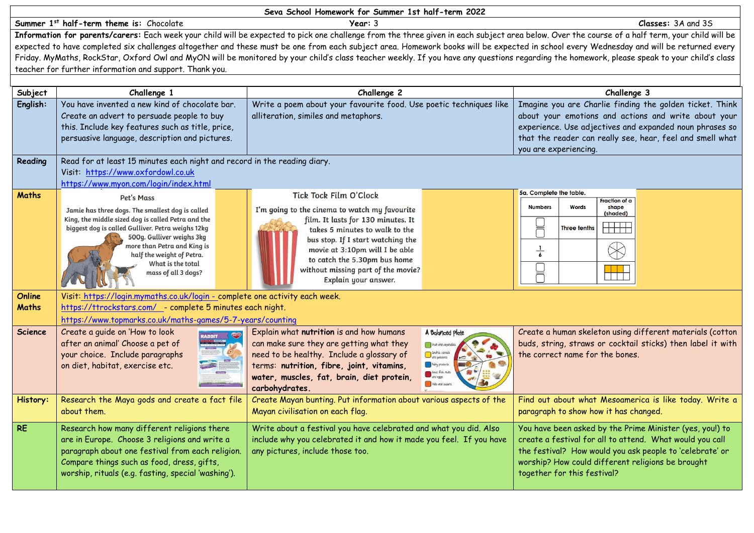# Seva School Homework for Summer 1st half-term 2022

**Summer 1st half-term theme is:** Chocolate | **Year:** 3 | **Classes:** 3A and 3S

**Information for parents/carers:** Each week your child will be expected to pick one challenge from the three given in each subject area below. Over the course of a half term, your child will be expected to have completed six challenges altogether and these must be one from each subject area. Homework books will be expected in school every Wednesday and will be returned every Friday. MyMaths, RockStar, Oxford Owl and MyON will be monitored by your child's class teacher weekly. If you have any questions regarding the homework, please speak to your child's class teacher for further information and support. Thank you.

| Subject | Challenge 1 | Challenge 2 | Challenge 3 |
|---|---|---|---|
| **English:** | You have invented a new kind of chocolate bar. Create an advert to persuade people to buy this. Include key features such as title, price, persuasive language, description and pictures. | Write a poem about your favourite food. Use poetic techniques like alliteration, similes and metaphors. | Imagine you are Charlie finding the golden ticket. Think about your emotions and actions and write about your experience. Use adjectives and expanded noun phrases so that the reader can really see, hear, feel and smell what you are experiencing. |
| **Reading** | Read for at least 15 minutes each night and record in the reading diary. Visit: https://www.oxfordowl.co.uk https://www.myon.com/login/index.html | | |
| **Maths** | **Pet's Mass** Jamie has three dogs. The smallest dog is called King, the middle sized dog is called Petra and the biggest dog is called Gulliver. Petra weighs 12kg 500g. Gulliver weighs 3kg more than Petra and King is half the weight of Petra. What is the total mass of all 3 dogs? | **Tick Tock Film O'Clock** I'm going to the cinema to watch my favourite film. It lasts for 130 minutes. It takes 5 minutes to walk to the bus stop. If I start watching the movie at 3:10pm will I be able to catch the 5.30pm bus home without missing part of the movie? Explain your answer. | 5a. Complete the table. (Numbers / Words / Fraction of a shape (shaded)): ☐/☐ – Three tenths – [shape]; $\frac{1}{6}$ – [blank] – [shape]; ☐/☐ – [blank] – [shape] |
| **Online Maths** | Visit: https://login.mymaths.co.uk/login - complete one activity each week. https://ttrockstars.com/ - complete 5 minutes each night. https://www.topmarks.co.uk/maths-games/5-7-years/counting | | |
| **Science** | Create a guide on 'How to look after an animal' Choose a pet of your choice. Include paragraphs on diet, habitat, exercise etc. | Explain what **nutrition** is and how humans can make sure they are getting what they need to be healthy. Include a glossary of terms: **nutrition, fibre, joint, vitamins, water, muscles, fat, brain, diet protein, carbohydrates**. | Create a human skeleton using different materials (cotton buds, string, straws or cocktail sticks) then label it with the correct name for the bones. |
| **History:** | Research the Maya gods and create a fact file about them. | Create Mayan bunting. Put information about various aspects of the Mayan civilisation on each flag. | Find out about what Mesoamerica is like today. Write a paragraph to show how it has changed. |
| **RE** | Research how many different religions there are in Europe. Choose 3 religions and write a paragraph about one festival from each religion. Compare things such as food, dress, gifts, worship, rituals (e.g. fasting, special 'washing'). | Write about a festival you have celebrated and what you did. Also include why you celebrated it and how it made you feel. If you have any pictures, include those too. | You have been asked by the Prime Minister (yes, you!) to create a festival for all to attend. What would you call the festival? How would you ask people to 'celebrate' or worship? How could different religions be brought together for this festival? |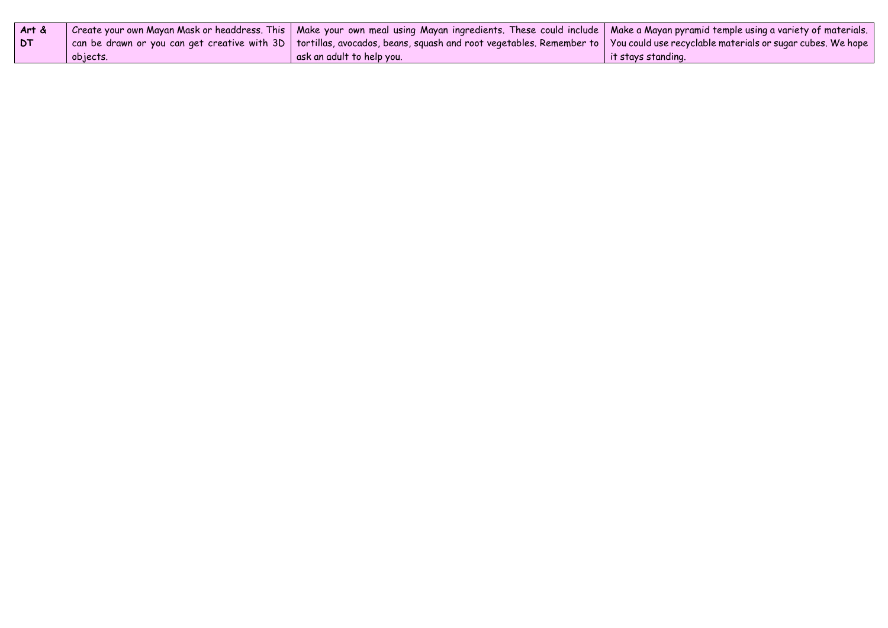| | | | |
|---|---|---|---|
| **Art & DT** | Create your own Mayan Mask or headdress. This can be drawn or you can get creative with 3D objects. | Make your own meal using Mayan ingredients. These could include tortillas, avocados, beans, squash and root vegetables. Remember to ask an adult to help you. | Make a Mayan pyramid temple using a variety of materials. You could use recyclable materials or sugar cubes. We hope it stays standing. |